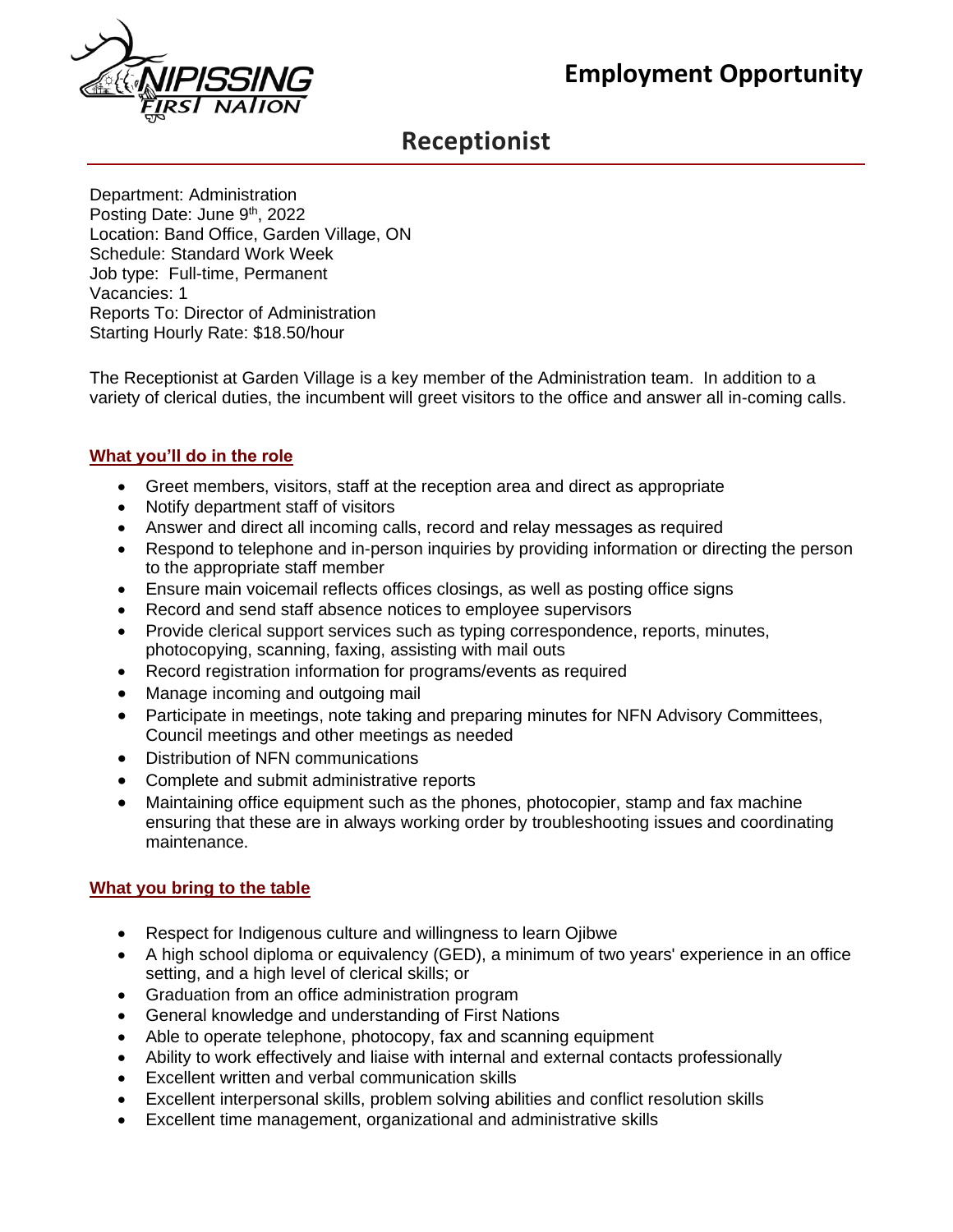NIPISSING FIRST NATION

# Employment Opportunity

## Receptionist

Department: Administration
Posting Date: June 9th, 2022
Location: Band Office, Garden Village, ON
Schedule: Standard Work Week
Job type: Full-time, Permanent
Vacancies: 1
Reports To: Director of Administration
Starting Hourly Rate: $18.50/hour

The Receptionist at Garden Village is a key member of the Administration team. In addition to a variety of clerical duties, the incumbent will greet visitors to the office and answer all in-coming calls.

### What you'll do in the role

- Greet members, visitors, staff at the reception area and direct as appropriate
- Notify department staff of visitors
- Answer and direct all incoming calls, record and relay messages as required
- Respond to telephone and in-person inquiries by providing information or directing the person to the appropriate staff member
- Ensure main voicemail reflects offices closings, as well as posting office signs
- Record and send staff absence notices to employee supervisors
- Provide clerical support services such as typing correspondence, reports, minutes, photocopying, scanning, faxing, assisting with mail outs
- Record registration information for programs/events as required
- Manage incoming and outgoing mail
- Participate in meetings, note taking and preparing minutes for NFN Advisory Committees, Council meetings and other meetings as needed
- Distribution of NFN communications
- Complete and submit administrative reports
- Maintaining office equipment such as the phones, photocopier, stamp and fax machine ensuring that these are in always working order by troubleshooting issues and coordinating maintenance.

### What you bring to the table

- Respect for Indigenous culture and willingness to learn Ojibwe
- A high school diploma or equivalency (GED), a minimum of two years' experience in an office setting, and a high level of clerical skills; or
- Graduation from an office administration program
- General knowledge and understanding of First Nations
- Able to operate telephone, photocopy, fax and scanning equipment
- Ability to work effectively and liaise with internal and external contacts professionally
- Excellent written and verbal communication skills
- Excellent interpersonal skills, problem solving abilities and conflict resolution skills
- Excellent time management, organizational and administrative skills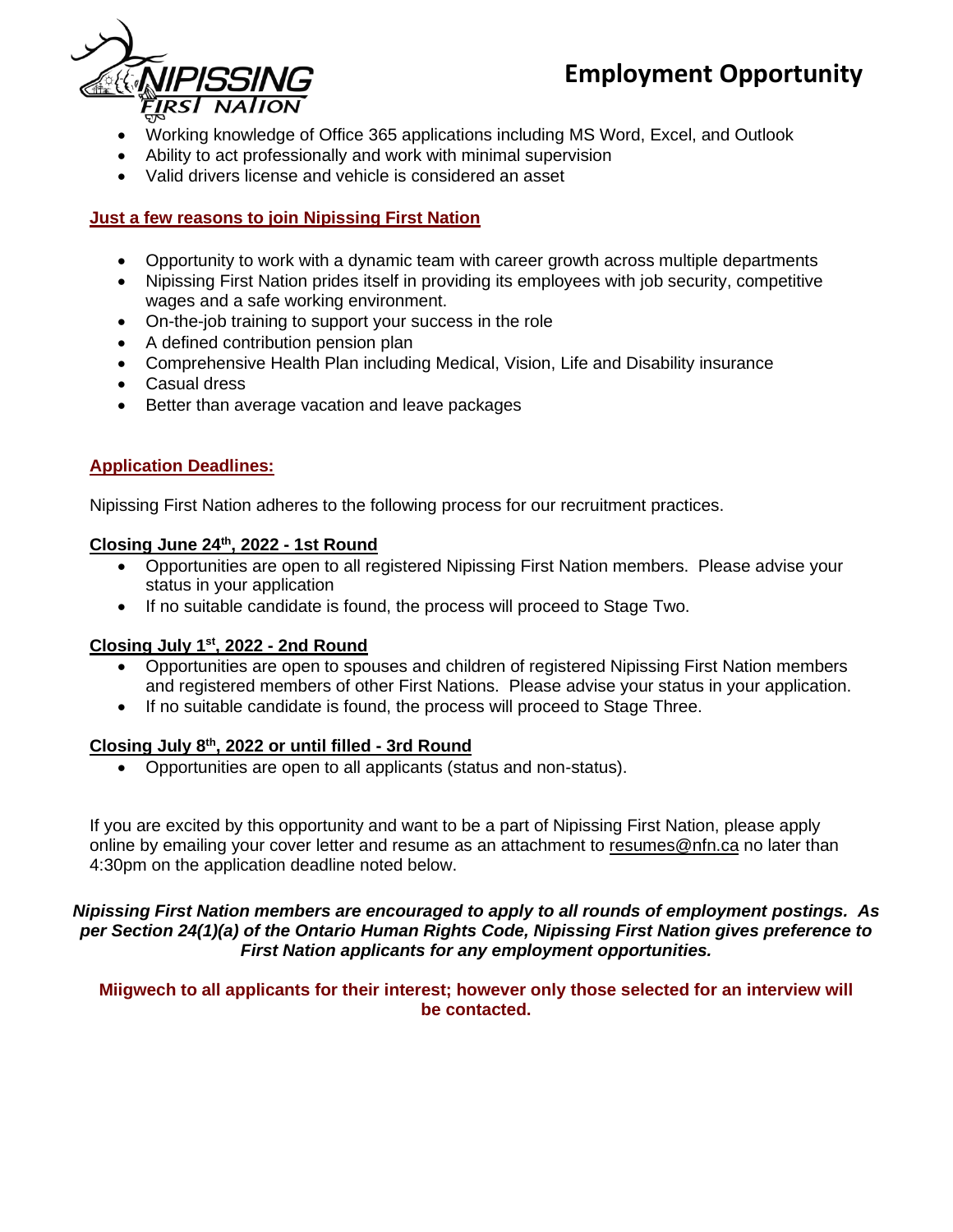- Working knowledge of Office 365 applications including MS Word, Excel, and Outlook
- Ability to act professionally and work with minimal supervision
- Valid drivers license and vehicle is considered an asset

## Just a few reasons to join Nipissing First Nation

- Opportunity to work with a dynamic team with career growth across multiple departments
- Nipissing First Nation prides itself in providing its employees with job security, competitive wages and a safe working environment.
- On-the-job training to support your success in the role
- A defined contribution pension plan
- Comprehensive Health Plan including Medical, Vision, Life and Disability insurance
- Casual dress
- Better than average vacation and leave packages

## Application Deadlines:

Nipissing First Nation adheres to the following process for our recruitment practices.

**Closing June 24th, 2022 - 1st Round**

- Opportunities are open to all registered Nipissing First Nation members. Please advise your status in your application
- If no suitable candidate is found, the process will proceed to Stage Two.

**Closing July 1st, 2022 - 2nd Round**

- Opportunities are open to spouses and children of registered Nipissing First Nation members and registered members of other First Nations. Please advise your status in your application.
- If no suitable candidate is found, the process will proceed to Stage Three.

**Closing July 8th, 2022 or until filled - 3rd Round**

- Opportunities are open to all applicants (status and non-status).

If you are excited by this opportunity and want to be a part of Nipissing First Nation, please apply online by emailing your cover letter and resume as an attachment to resumes@nfn.ca no later than 4:30pm on the application deadline noted below.

***Nipissing First Nation members are encouraged to apply to all rounds of employment postings. As per Section 24(1)(a) of the Ontario Human Rights Code, Nipissing First Nation gives preference to First Nation applicants for any employment opportunities.***

**Miigwech to all applicants for their interest; however only those selected for an interview will be contacted.**